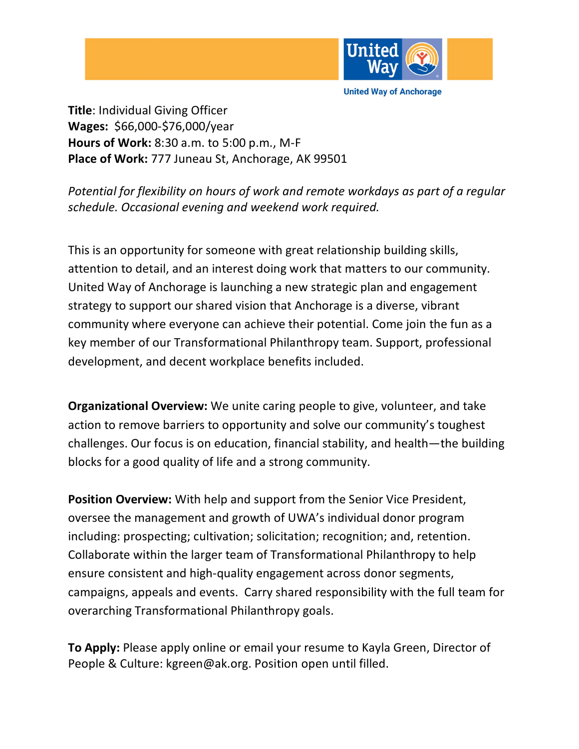United Way of Anchorage

**Title**: Individual Giving Officer
**Wages:** $66,000-$76,000/year
**Hours of Work:** 8:30 a.m. to 5:00 p.m., M-F
**Place of Work:** 777 Juneau St, Anchorage, AK 99501

*Potential for flexibility on hours of work and remote workdays as part of a regular schedule. Occasional evening and weekend work required.*

This is an opportunity for someone with great relationship building skills, attention to detail, and an interest doing work that matters to our community. United Way of Anchorage is launching a new strategic plan and engagement strategy to support our shared vision that Anchorage is a diverse, vibrant community where everyone can achieve their potential. Come join the fun as a key member of our Transformational Philanthropy team. Support, professional development, and decent workplace benefits included.

**Organizational Overview:** We unite caring people to give, volunteer, and take action to remove barriers to opportunity and solve our community's toughest challenges. Our focus is on education, financial stability, and health—the building blocks for a good quality of life and a strong community.

**Position Overview:** With help and support from the Senior Vice President, oversee the management and growth of UWA's individual donor program including: prospecting; cultivation; solicitation; recognition; and, retention. Collaborate within the larger team of Transformational Philanthropy to help ensure consistent and high-quality engagement across donor segments, campaigns, appeals and events. Carry shared responsibility with the full team for overarching Transformational Philanthropy goals.

**To Apply:** Please apply online or email your resume to Kayla Green, Director of People & Culture: kgreen@ak.org. Position open until filled.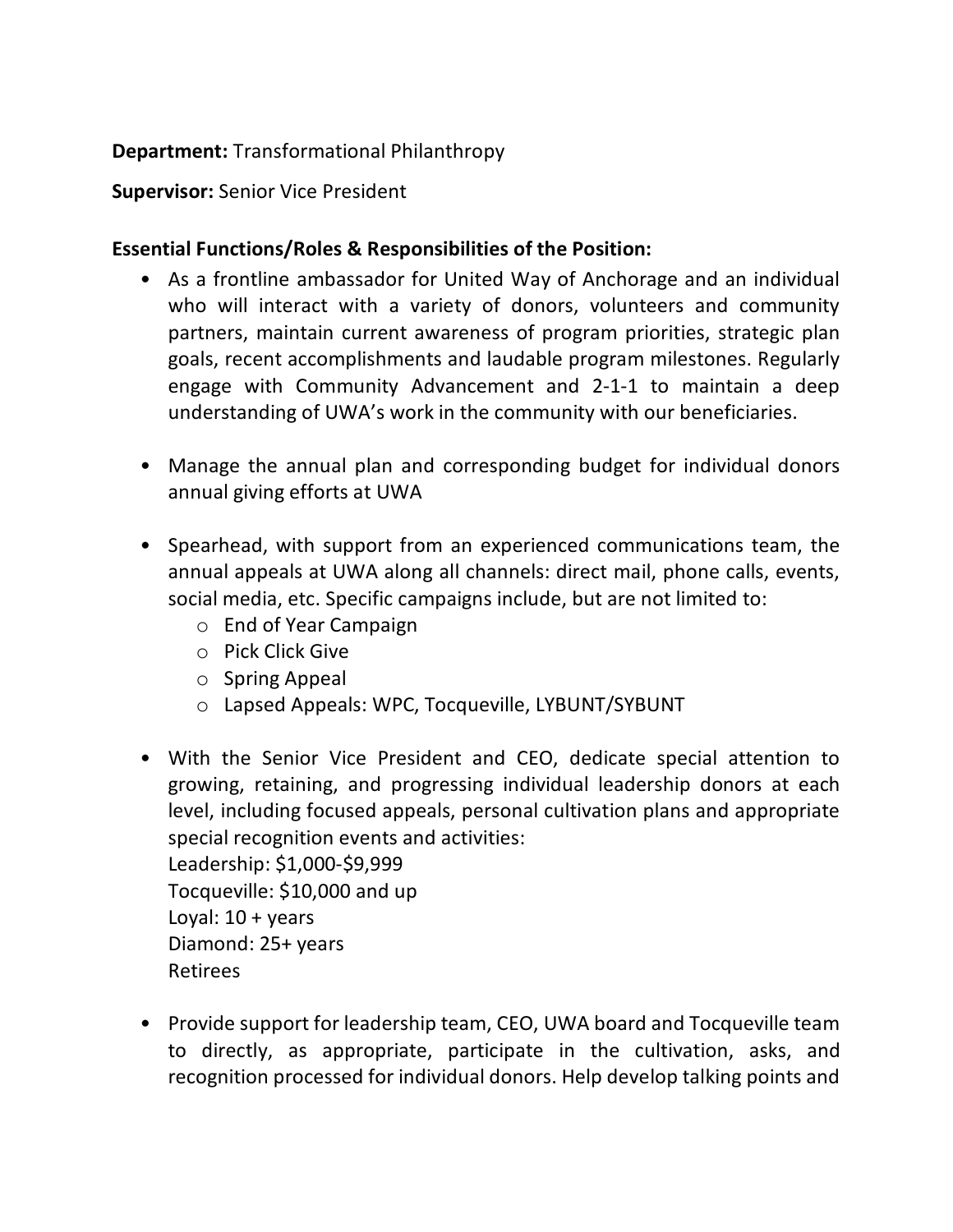**Department:** Transformational Philanthropy

**Supervisor:** Senior Vice President

**Essential Functions/Roles & Responsibilities of the Position:**

- As a frontline ambassador for United Way of Anchorage and an individual who will interact with a variety of donors, volunteers and community partners, maintain current awareness of program priorities, strategic plan goals, recent accomplishments and laudable program milestones. Regularly engage with Community Advancement and 2-1-1 to maintain a deep understanding of UWA's work in the community with our beneficiaries.

- Manage the annual plan and corresponding budget for individual donors annual giving efforts at UWA

- Spearhead, with support from an experienced communications team, the annual appeals at UWA along all channels: direct mail, phone calls, events, social media, etc. Specific campaigns include, but are not limited to:
  - End of Year Campaign
  - Pick Click Give
  - Spring Appeal
  - Lapsed Appeals: WPC, Tocqueville, LYBUNT/SYBUNT

- With the Senior Vice President and CEO, dedicate special attention to growing, retaining, and progressing individual leadership donors at each level, including focused appeals, personal cultivation plans and appropriate special recognition events and activities:
  Leadership: $1,000-$9,999
  Tocqueville: $10,000 and up
  Loyal: 10 + years
  Diamond: 25+ years
  Retirees

- Provide support for leadership team, CEO, UWA board and Tocqueville team to directly, as appropriate, participate in the cultivation, asks, and recognition processed for individual donors. Help develop talking points and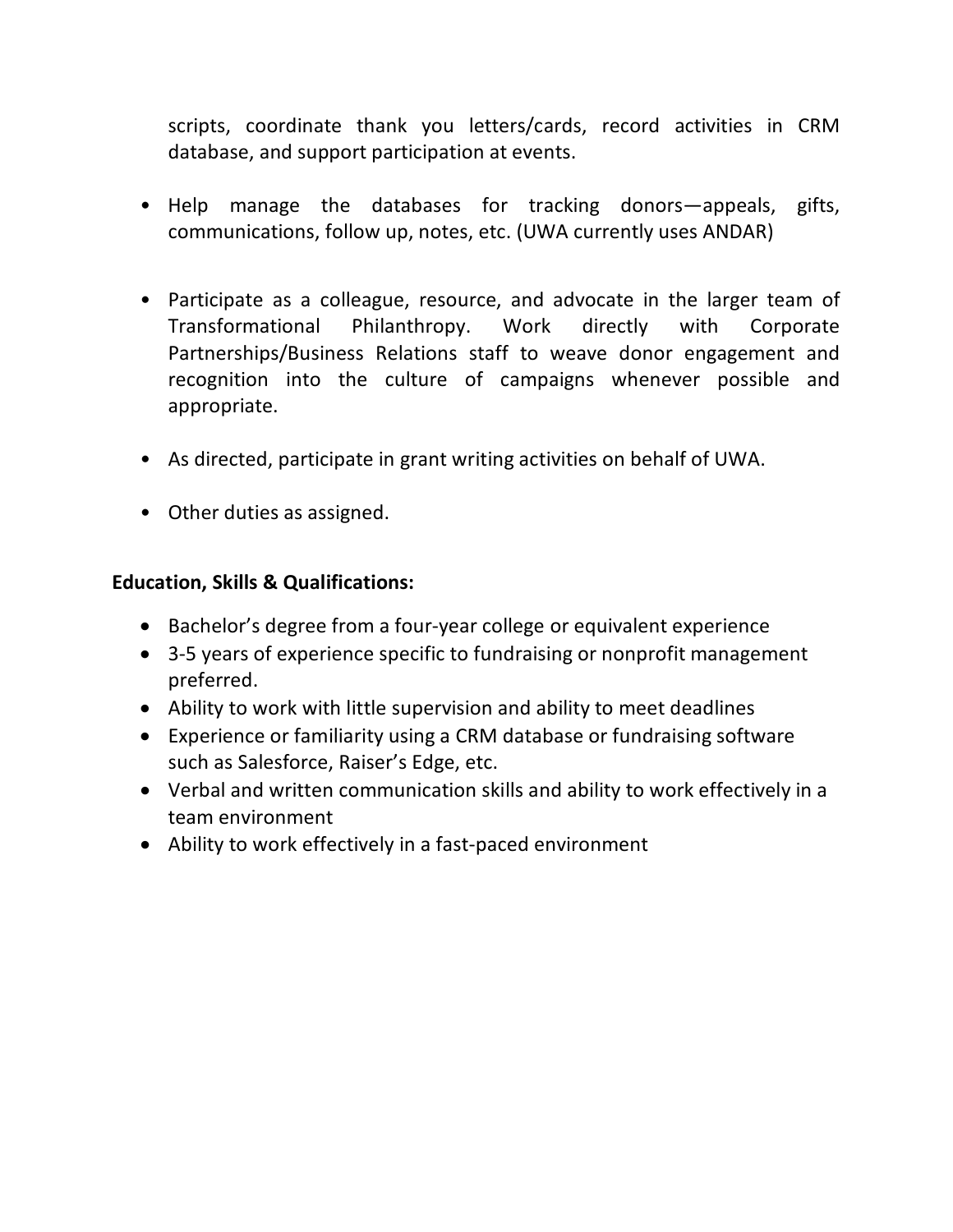scripts, coordinate thank you letters/cards, record activities in CRM database, and support participation at events.

- Help manage the databases for tracking donors—appeals, gifts, communications, follow up, notes, etc. (UWA currently uses ANDAR)

- Participate as a colleague, resource, and advocate in the larger team of Transformational Philanthropy. Work directly with Corporate Partnerships/Business Relations staff to weave donor engagement and recognition into the culture of campaigns whenever possible and appropriate.

- As directed, participate in grant writing activities on behalf of UWA.

- Other duties as assigned.

**Education, Skills & Qualifications:**

- Bachelor's degree from a four-year college or equivalent experience
- 3-5 years of experience specific to fundraising or nonprofit management preferred.
- Ability to work with little supervision and ability to meet deadlines
- Experience or familiarity using a CRM database or fundraising software such as Salesforce, Raiser's Edge, etc.
- Verbal and written communication skills and ability to work effectively in a team environment
- Ability to work effectively in a fast-paced environment